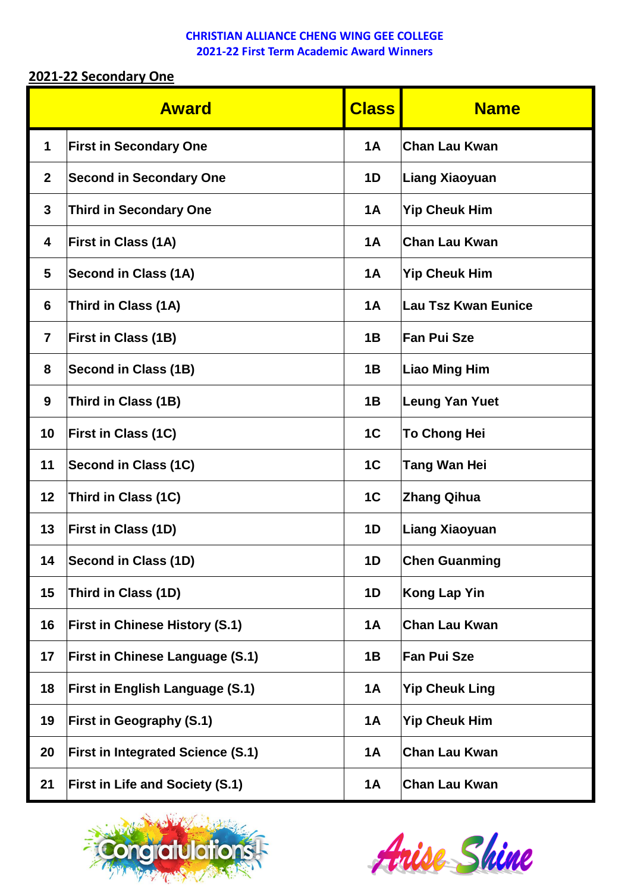# CHRISTIAN ALLIANCE CHENG WING GEE COLLEGE
## 2021-22 First Term Academic Award Winners

**2021-22 Secondary One**

| | Award | Class | Name |
|---|---|---|---|
| 1 | First in Secondary One | 1A | Chan Lau Kwan |
| 2 | Second in Secondary One | 1D | Liang Xiaoyuan |
| 3 | Third in Secondary One | 1A | Yip Cheuk Him |
| 4 | First in Class (1A) | 1A | Chan Lau Kwan |
| 5 | Second in Class (1A) | 1A | Yip Cheuk Him |
| 6 | Third in Class (1A) | 1A | Lau Tsz Kwan Eunice |
| 7 | First in Class (1B) | 1B | Fan Pui Sze |
| 8 | Second in Class (1B) | 1B | Liao Ming Him |
| 9 | Third in Class (1B) | 1B | Leung Yan Yuet |
| 10 | First in Class (1C) | 1C | To Chong Hei |
| 11 | Second in Class (1C) | 1C | Tang Wan Hei |
| 12 | Third in Class (1C) | 1C | Zhang Qihua |
| 13 | First in Class (1D) | 1D | Liang Xiaoyuan |
| 14 | Second in Class (1D) | 1D | Chen Guanming |
| 15 | Third in Class (1D) | 1D | Kong Lap Yin |
| 16 | First in Chinese History (S.1) | 1A | Chan Lau Kwan |
| 17 | First in Chinese Language (S.1) | 1B | Fan Pui Sze |
| 18 | First in English Language (S.1) | 1A | Yip Cheuk Ling |
| 19 | First in Geography (S.1) | 1A | Yip Cheuk Him |
| 20 | First in Integrated Science (S.1) | 1A | Chan Lau Kwan |
| 21 | First in Life and Society (S.1) | 1A | Chan Lau Kwan |

Congratulations!

Arise Shine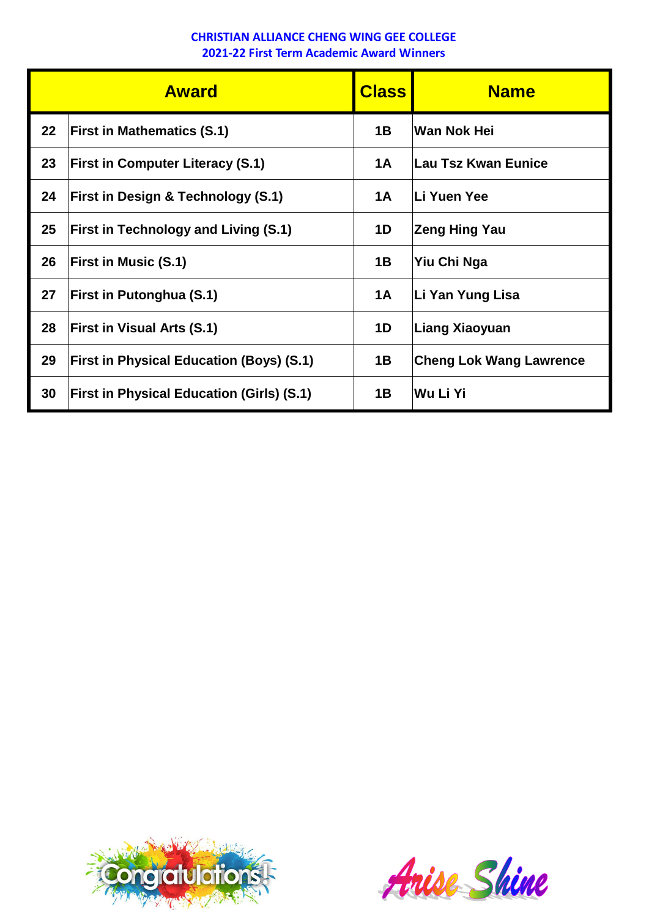**CHRISTIAN ALLIANCE CHENG WING GEE COLLEGE**
**2021-22 First Term Academic Award Winners**

| | Award | Class | Name |
|---|---|---|---|
| 22 | First in Mathematics (S.1) | 1B | Wan Nok Hei |
| 23 | First in Computer Literacy (S.1) | 1A | Lau Tsz Kwan Eunice |
| 24 | First in Design & Technology (S.1) | 1A | Li Yuen Yee |
| 25 | First in Technology and Living (S.1) | 1D | Zeng Hing Yau |
| 26 | First in Music (S.1) | 1B | Yiu Chi Nga |
| 27 | First in Putonghua (S.1) | 1A | Li Yan Yung Lisa |
| 28 | First in Visual Arts (S.1) | 1D | Liang Xiaoyuan |
| 29 | First in Physical Education (Boys) (S.1) | 1B | Cheng Lok Wang Lawrence |
| 30 | First in Physical Education (Girls) (S.1) | 1B | Wu Li Yi |

Congratulations!

Arise Shine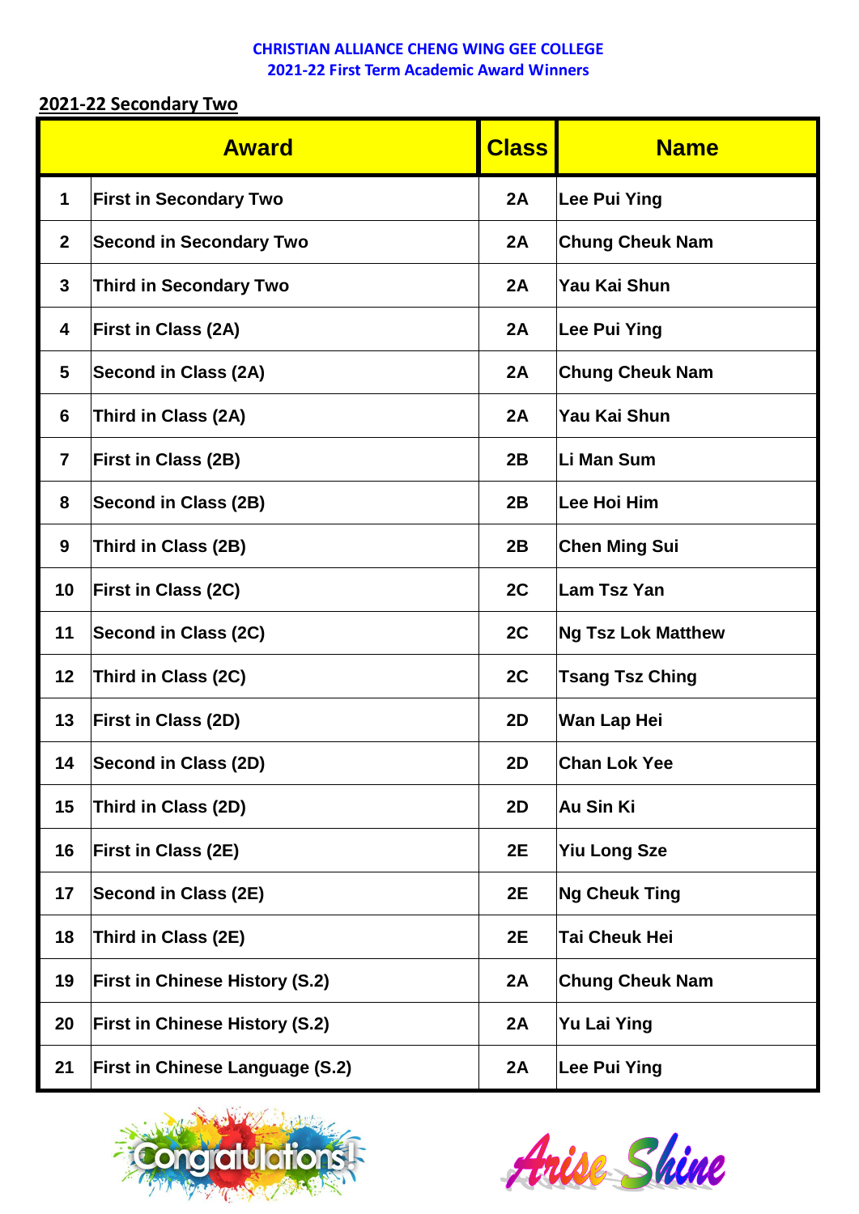**CHRISTIAN ALLIANCE CHENG WING GEE COLLEGE**
**2021-22 First Term Academic Award Winners**

## 2021-22 Secondary Two

| | Award | Class | Name |
|---|---|---|---|
| 1 | First in Secondary Two | 2A | Lee Pui Ying |
| 2 | Second in Secondary Two | 2A | Chung Cheuk Nam |
| 3 | Third in Secondary Two | 2A | Yau Kai Shun |
| 4 | First in Class (2A) | 2A | Lee Pui Ying |
| 5 | Second in Class (2A) | 2A | Chung Cheuk Nam |
| 6 | Third in Class (2A) | 2A | Yau Kai Shun |
| 7 | First in Class (2B) | 2B | Li Man Sum |
| 8 | Second in Class (2B) | 2B | Lee Hoi Him |
| 9 | Third in Class (2B) | 2B | Chen Ming Sui |
| 10 | First in Class (2C) | 2C | Lam Tsz Yan |
| 11 | Second in Class (2C) | 2C | Ng Tsz Lok Matthew |
| 12 | Third in Class (2C) | 2C | Tsang Tsz Ching |
| 13 | First in Class (2D) | 2D | Wan Lap Hei |
| 14 | Second in Class (2D) | 2D | Chan Lok Yee |
| 15 | Third in Class (2D) | 2D | Au Sin Ki |
| 16 | First in Class (2E) | 2E | Yiu Long Sze |
| 17 | Second in Class (2E) | 2E | Ng Cheuk Ting |
| 18 | Third in Class (2E) | 2E | Tai Cheuk Hei |
| 19 | First in Chinese History (S.2) | 2A | Chung Cheuk Nam |
| 20 | First in Chinese History (S.2) | 2A | Yu Lai Ying |
| 21 | First in Chinese Language (S.2) | 2A | Lee Pui Ying |

Congratulations!

Arise Shine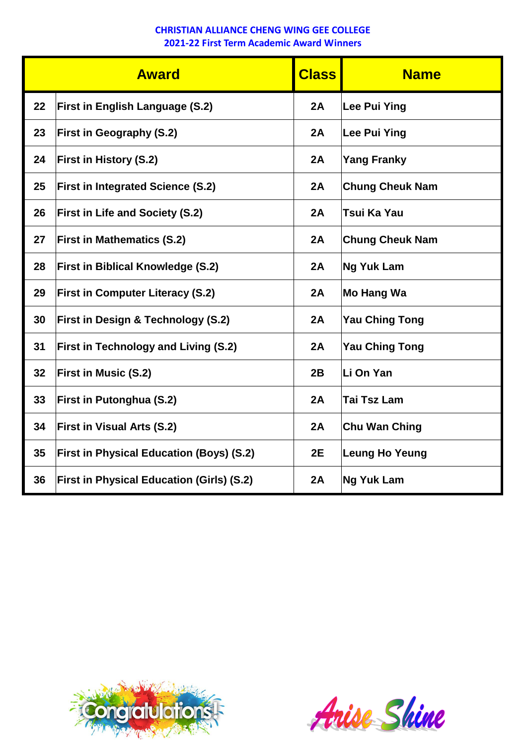**CHRISTIAN ALLIANCE CHENG WING GEE COLLEGE**
**2021-22 First Term Academic Award Winners**

| | Award | Class | Name |
|---|---|---|---|
| 22 | First in English Language (S.2) | 2A | Lee Pui Ying |
| 23 | First in Geography (S.2) | 2A | Lee Pui Ying |
| 24 | First in History (S.2) | 2A | Yang Franky |
| 25 | First in Integrated Science (S.2) | 2A | Chung Cheuk Nam |
| 26 | First in Life and Society (S.2) | 2A | Tsui Ka Yau |
| 27 | First in Mathematics (S.2) | 2A | Chung Cheuk Nam |
| 28 | First in Biblical Knowledge (S.2) | 2A | Ng Yuk Lam |
| 29 | First in Computer Literacy (S.2) | 2A | Mo Hang Wa |
| 30 | First in Design & Technology (S.2) | 2A | Yau Ching Tong |
| 31 | First in Technology and Living (S.2) | 2A | Yau Ching Tong |
| 32 | First in Music (S.2) | 2B | Li On Yan |
| 33 | First in Putonghua (S.2) | 2A | Tai Tsz Lam |
| 34 | First in Visual Arts (S.2) | 2A | Chu Wan Ching |
| 35 | First in Physical Education (Boys) (S.2) | 2E | Leung Ho Yeung |
| 36 | First in Physical Education (Girls) (S.2) | 2A | Ng Yuk Lam |

Congratulations!

Arise Shine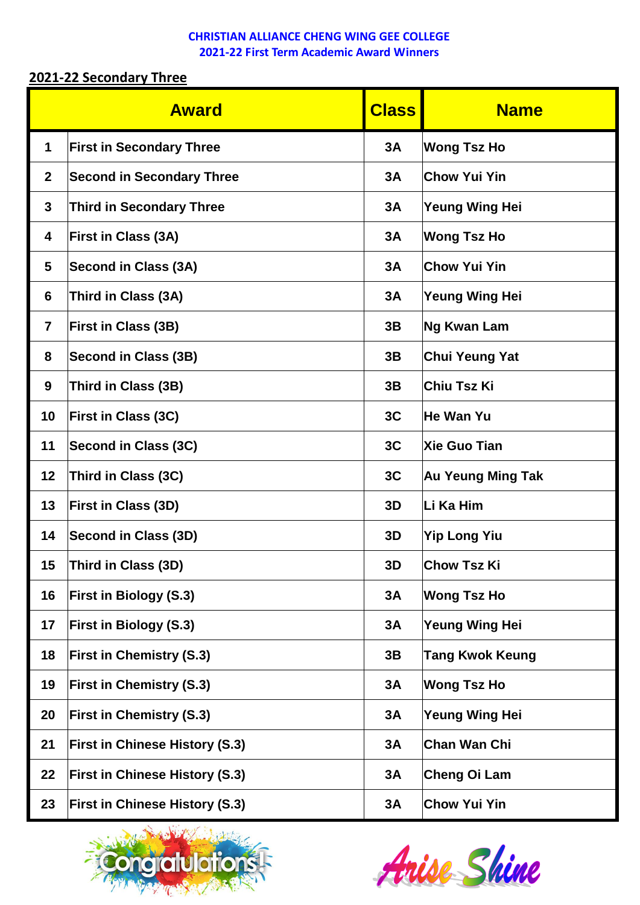**CHRISTIAN ALLIANCE CHENG WING GEE COLLEGE**
**2021-22 First Term Academic Award Winners**

## 2021-22 Secondary Three

| | Award | Class | Name |
|---|---|---|---|
| 1 | First in Secondary Three | 3A | Wong Tsz Ho |
| 2 | Second in Secondary Three | 3A | Chow Yui Yin |
| 3 | Third in Secondary Three | 3A | Yeung Wing Hei |
| 4 | First in Class (3A) | 3A | Wong Tsz Ho |
| 5 | Second in Class (3A) | 3A | Chow Yui Yin |
| 6 | Third in Class (3A) | 3A | Yeung Wing Hei |
| 7 | First in Class (3B) | 3B | Ng Kwan Lam |
| 8 | Second in Class (3B) | 3B | Chui Yeung Yat |
| 9 | Third in Class (3B) | 3B | Chiu Tsz Ki |
| 10 | First in Class (3C) | 3C | He Wan Yu |
| 11 | Second in Class (3C) | 3C | Xie Guo Tian |
| 12 | Third in Class (3C) | 3C | Au Yeung Ming Tak |
| 13 | First in Class (3D) | 3D | Li Ka Him |
| 14 | Second in Class (3D) | 3D | Yip Long Yiu |
| 15 | Third in Class (3D) | 3D | Chow Tsz Ki |
| 16 | First in Biology (S.3) | 3A | Wong Tsz Ho |
| 17 | First in Biology (S.3) | 3A | Yeung Wing Hei |
| 18 | First in Chemistry (S.3) | 3B | Tang Kwok Keung |
| 19 | First in Chemistry (S.3) | 3A | Wong Tsz Ho |
| 20 | First in Chemistry (S.3) | 3A | Yeung Wing Hei |
| 21 | First in Chinese History (S.3) | 3A | Chan Wan Chi |
| 22 | First in Chinese History (S.3) | 3A | Cheng Oi Lam |
| 23 | First in Chinese History (S.3) | 3A | Chow Yui Yin |

Congratulations!

Arise Shine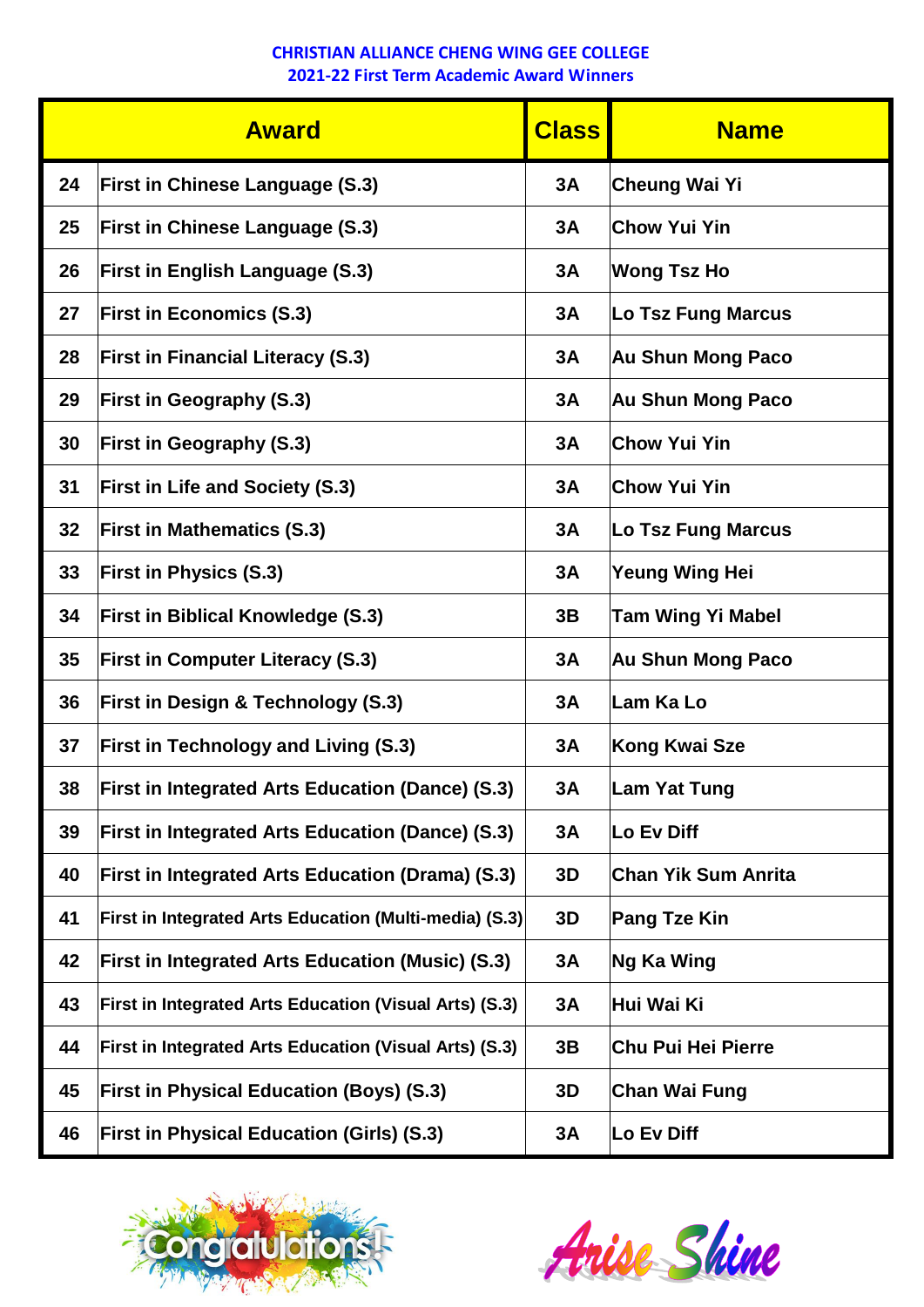**CHRISTIAN ALLIANCE CHENG WING GEE COLLEGE**
**2021-22 First Term Academic Award Winners**

| | Award | Class | Name |
|---|---|---|---|
| 24 | First in Chinese Language (S.3) | 3A | Cheung Wai Yi |
| 25 | First in Chinese Language (S.3) | 3A | Chow Yui Yin |
| 26 | First in English Language (S.3) | 3A | Wong Tsz Ho |
| 27 | First in Economics (S.3) | 3A | Lo Tsz Fung Marcus |
| 28 | First in Financial Literacy (S.3) | 3A | Au Shun Mong Paco |
| 29 | First in Geography (S.3) | 3A | Au Shun Mong Paco |
| 30 | First in Geography (S.3) | 3A | Chow Yui Yin |
| 31 | First in Life and Society (S.3) | 3A | Chow Yui Yin |
| 32 | First in Mathematics (S.3) | 3A | Lo Tsz Fung Marcus |
| 33 | First in Physics (S.3) | 3A | Yeung Wing Hei |
| 34 | First in Biblical Knowledge (S.3) | 3B | Tam Wing Yi Mabel |
| 35 | First in Computer Literacy (S.3) | 3A | Au Shun Mong Paco |
| 36 | First in Design & Technology (S.3) | 3A | Lam Ka Lo |
| 37 | First in Technology and Living (S.3) | 3A | Kong Kwai Sze |
| 38 | First in Integrated Arts Education (Dance) (S.3) | 3A | Lam Yat Tung |
| 39 | First in Integrated Arts Education (Dance) (S.3) | 3A | Lo Ev Diff |
| 40 | First in Integrated Arts Education (Drama) (S.3) | 3D | Chan Yik Sum Anrita |
| 41 | First in Integrated Arts Education (Multi-media) (S.3) | 3D | Pang Tze Kin |
| 42 | First in Integrated Arts Education (Music) (S.3) | 3A | Ng Ka Wing |
| 43 | First in Integrated Arts Education (Visual Arts) (S.3) | 3A | Hui Wai Ki |
| 44 | First in Integrated Arts Education (Visual Arts) (S.3) | 3B | Chu Pui Hei Pierre |
| 45 | First in Physical Education (Boys) (S.3) | 3D | Chan Wai Fung |
| 46 | First in Physical Education (Girls) (S.3) | 3A | Lo Ev Diff |

Congratulations!

Arise Shine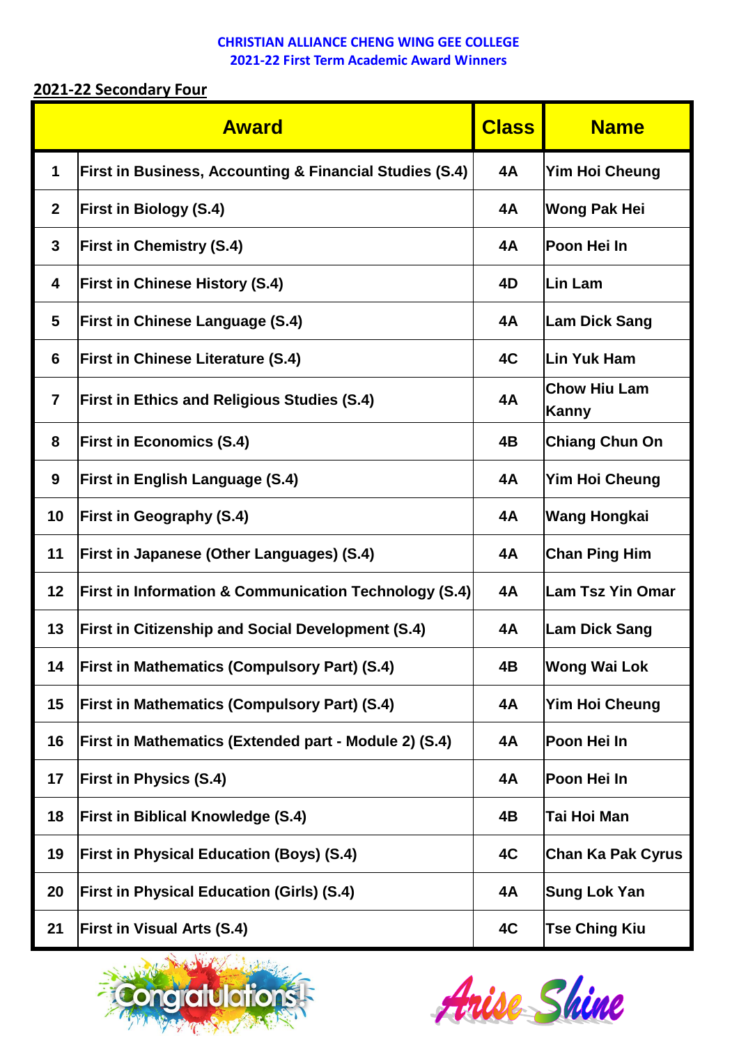**CHRISTIAN ALLIANCE CHENG WING GEE COLLEGE**
**2021-22 First Term Academic Award Winners**

## 2021-22 Secondary Four

| | Award | Class | Name |
|---|---|---|---|
| 1 | First in Business, Accounting & Financial Studies (S.4) | 4A | Yim Hoi Cheung |
| 2 | First in Biology (S.4) | 4A | Wong Pak Hei |
| 3 | First in Chemistry (S.4) | 4A | Poon Hei In |
| 4 | First in Chinese History (S.4) | 4D | Lin Lam |
| 5 | First in Chinese Language (S.4) | 4A | Lam Dick Sang |
| 6 | First in Chinese Literature (S.4) | 4C | Lin Yuk Ham |
| 7 | First in Ethics and Religious Studies (S.4) | 4A | Chow Hiu Lam Kanny |
| 8 | First in Economics (S.4) | 4B | Chiang Chun On |
| 9 | First in English Language (S.4) | 4A | Yim Hoi Cheung |
| 10 | First in Geography (S.4) | 4A | Wang Hongkai |
| 11 | First in Japanese (Other Languages) (S.4) | 4A | Chan Ping Him |
| 12 | First in Information & Communication Technology (S.4) | 4A | Lam Tsz Yin Omar |
| 13 | First in Citizenship and Social Development (S.4) | 4A | Lam Dick Sang |
| 14 | First in Mathematics (Compulsory Part) (S.4) | 4B | Wong Wai Lok |
| 15 | First in Mathematics (Compulsory Part) (S.4) | 4A | Yim Hoi Cheung |
| 16 | First in Mathematics (Extended part - Module 2) (S.4) | 4A | Poon Hei In |
| 17 | First in Physics (S.4) | 4A | Poon Hei In |
| 18 | First in Biblical Knowledge (S.4) | 4B | Tai Hoi Man |
| 19 | First in Physical Education (Boys) (S.4) | 4C | Chan Ka Pak Cyrus |
| 20 | First in Physical Education (Girls) (S.4) | 4A | Sung Lok Yan |
| 21 | First in Visual Arts (S.4) | 4C | Tse Ching Kiu |

Congratulations!

Arise Shine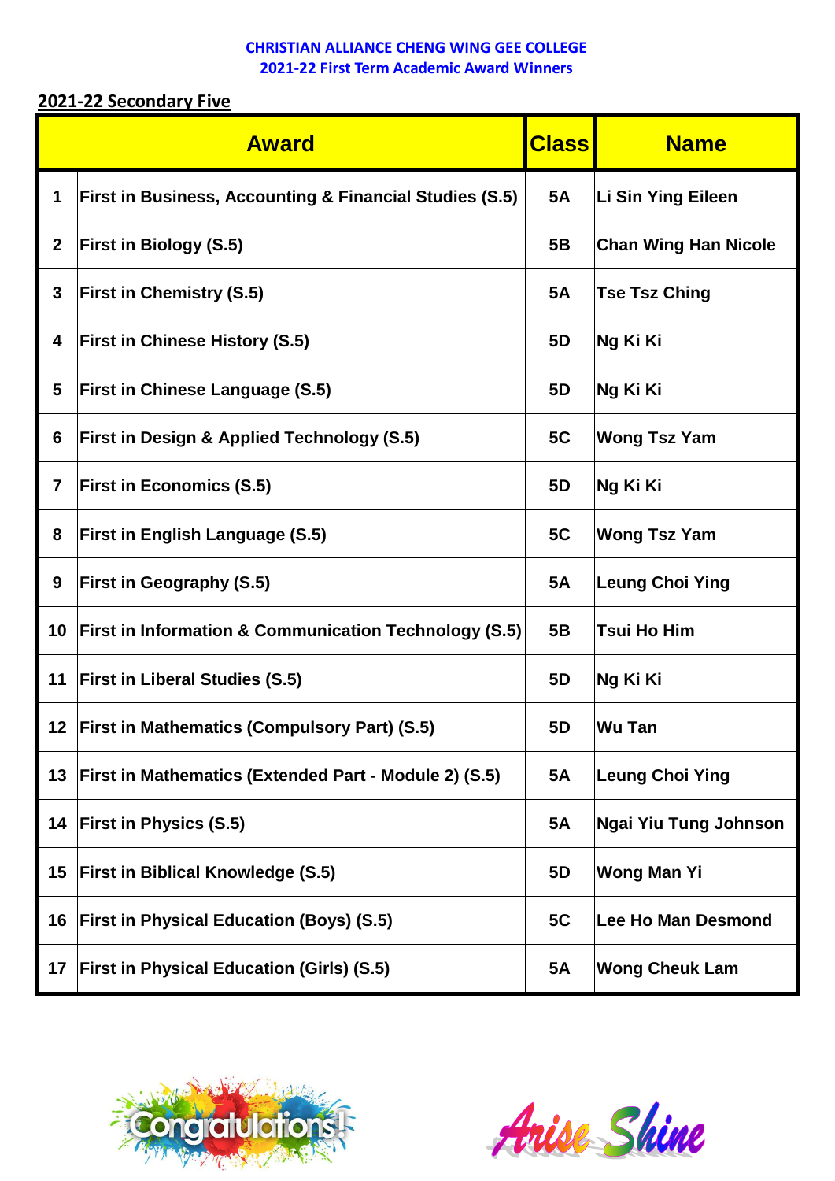**CHRISTIAN ALLIANCE CHENG WING GEE COLLEGE**
**2021-22 First Term Academic Award Winners**

## 2021-22 Secondary Five

| | Award | Class | Name |
|---|---|---|---|
| 1 | First in Business, Accounting & Financial Studies (S.5) | 5A | Li Sin Ying Eileen |
| 2 | First in Biology (S.5) | 5B | Chan Wing Han Nicole |
| 3 | First in Chemistry (S.5) | 5A | Tse Tsz Ching |
| 4 | First in Chinese History (S.5) | 5D | Ng Ki Ki |
| 5 | First in Chinese Language (S.5) | 5D | Ng Ki Ki |
| 6 | First in Design & Applied Technology (S.5) | 5C | Wong Tsz Yam |
| 7 | First in Economics (S.5) | 5D | Ng Ki Ki |
| 8 | First in English Language (S.5) | 5C | Wong Tsz Yam |
| 9 | First in Geography (S.5) | 5A | Leung Choi Ying |
| 10 | First in Information & Communication Technology (S.5) | 5B | Tsui Ho Him |
| 11 | First in Liberal Studies (S.5) | 5D | Ng Ki Ki |
| 12 | First in Mathematics (Compulsory Part) (S.5) | 5D | Wu Tan |
| 13 | First in Mathematics (Extended Part - Module 2) (S.5) | 5A | Leung Choi Ying |
| 14 | First in Physics (S.5) | 5A | Ngai Yiu Tung Johnson |
| 15 | First in Biblical Knowledge (S.5) | 5D | Wong Man Yi |
| 16 | First in Physical Education (Boys) (S.5) | 5C | Lee Ho Man Desmond |
| 17 | First in Physical Education (Girls) (S.5) | 5A | Wong Cheuk Lam |

Congratulations!

Arise Shine